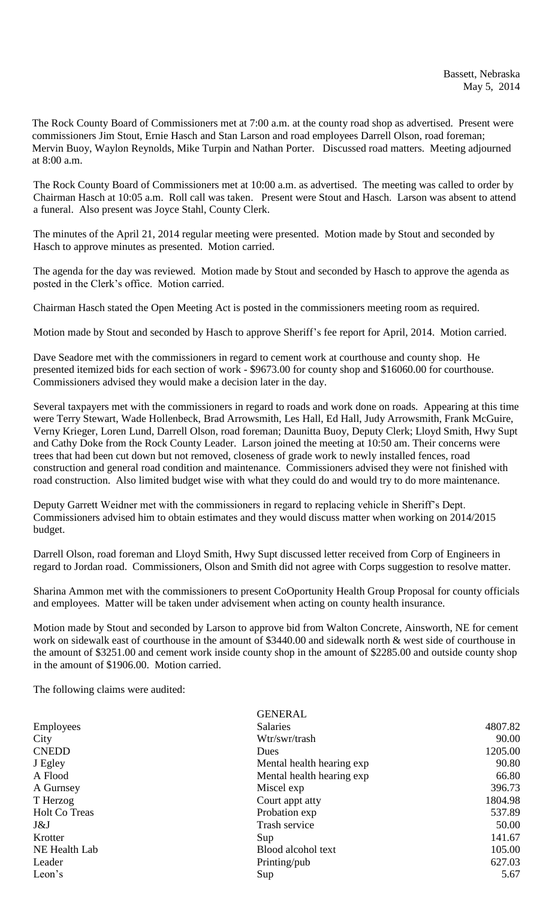Bassett, Nebraska
May 5, 2014

The Rock County Board of Commissioners met at 7:00 a.m. at the county road shop as advertised. Present were commissioners Jim Stout, Ernie Hasch and Stan Larson and road employees Darrell Olson, road foreman; Mervin Buoy, Waylon Reynolds, Mike Turpin and Nathan Porter. Discussed road matters. Meeting adjourned at 8:00 a.m.

The Rock County Board of Commissioners met at 10:00 a.m. as advertised. The meeting was called to order by Chairman Hasch at 10:05 a.m. Roll call was taken. Present were Stout and Hasch. Larson was absent to attend a funeral. Also present was Joyce Stahl, County Clerk.

The minutes of the April 21, 2014 regular meeting were presented. Motion made by Stout and seconded by Hasch to approve minutes as presented. Motion carried.

The agenda for the day was reviewed. Motion made by Stout and seconded by Hasch to approve the agenda as posted in the Clerk's office. Motion carried.

Chairman Hasch stated the Open Meeting Act is posted in the commissioners meeting room as required.

Motion made by Stout and seconded by Hasch to approve Sheriff's fee report for April, 2014. Motion carried.

Dave Seadore met with the commissioners in regard to cement work at courthouse and county shop. He presented itemized bids for each section of work - $9673.00 for county shop and $16060.00 for courthouse. Commissioners advised they would make a decision later in the day.

Several taxpayers met with the commissioners in regard to roads and work done on roads. Appearing at this time were Terry Stewart, Wade Hollenbeck, Brad Arrowsmith, Les Hall, Ed Hall, Judy Arrowsmith, Frank McGuire, Verny Krieger, Loren Lund, Darrell Olson, road foreman; Daunitta Buoy, Deputy Clerk; Lloyd Smith, Hwy Supt and Cathy Doke from the Rock County Leader. Larson joined the meeting at 10:50 am. Their concerns were trees that had been cut down but not removed, closeness of grade work to newly installed fences, road construction and general road condition and maintenance. Commissioners advised they were not finished with road construction. Also limited budget wise with what they could do and would try to do more maintenance.

Deputy Garrett Weidner met with the commissioners in regard to replacing vehicle in Sheriff's Dept. Commissioners advised him to obtain estimates and they would discuss matter when working on 2014/2015 budget.

Darrell Olson, road foreman and Lloyd Smith, Hwy Supt discussed letter received from Corp of Engineers in regard to Jordan road. Commissioners, Olson and Smith did not agree with Corps suggestion to resolve matter.

Sharina Ammon met with the commissioners to present CoOportunity Health Group Proposal for county officials and employees. Matter will be taken under advisement when acting on county health insurance.

Motion made by Stout and seconded by Larson to approve bid from Walton Concrete, Ainsworth, NE for cement work on sidewalk east of courthouse in the amount of $3440.00 and sidewalk north & west side of courthouse in the amount of $3251.00 and cement work inside county shop in the amount of $2285.00 and outside county shop in the amount of $1906.00. Motion carried.

The following claims were audited:

| | GENERAL | |
|---|---|---|
| Employees | Salaries | 4807.82 |
| City | Wtr/swr/trash | 90.00 |
| CNEDD | Dues | 1205.00 |
| J Egley | Mental health hearing exp | 90.80 |
| A Flood | Mental health hearing exp | 66.80 |
| A Gurnsey | Miscel exp | 396.73 |
| T Herzog | Court appt atty | 1804.98 |
| Holt Co Treas | Probation exp | 537.89 |
| J&J | Trash service | 50.00 |
| Krotter | Sup | 141.67 |
| NE Health Lab | Blood alcohol text | 105.00 |
| Leader | Printing/pub | 627.03 |
| Leon's | Sup | 5.67 |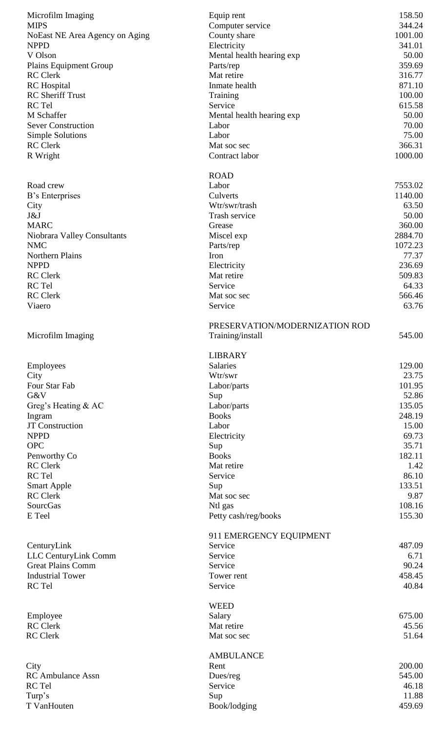| | | |
|---|---|---|
| Microfilm Imaging | Equip rent | 158.50 |
| MIPS | Computer service | 344.24 |
| NoEast NE Area Agency on Aging | County share | 1001.00 |
| NPPD | Electricity | 341.01 |
| V Olson | Mental health hearing exp | 50.00 |
| Plains Equipment Group | Parts/rep | 359.69 |
| RC Clerk | Mat retire | 316.77 |
| RC Hospital | Inmate health | 871.10 |
| RC Sheriff Trust | Training | 100.00 |
| RC Tel | Service | 615.58 |
| M Schaffer | Mental health hearing exp | 50.00 |
| Sever Construction | Labor | 70.00 |
| Simple Solutions | Labor | 75.00 |
| RC Clerk | Mat soc sec | 366.31 |
| R Wright | Contract labor | 1000.00 |

ROAD

| | | |
|---|---|---|
| Road crew | Labor | 7553.02 |
| B's Enterprises | Culverts | 1140.00 |
| City | Wtr/swr/trash | 63.50 |
| J&J | Trash service | 50.00 |
| MARC | Grease | 360.00 |
| Niobrara Valley Consultants | Miscel exp | 2884.70 |
| NMC | Parts/rep | 1072.23 |
| Northern Plains | Iron | 77.37 |
| NPPD | Electricity | 236.69 |
| RC Clerk | Mat retire | 509.83 |
| RC Tel | Service | 64.33 |
| RC Clerk | Mat soc sec | 566.46 |
| Viaero | Service | 63.76 |

PRESERVATION/MODERNIZATION ROD

| | | |
|---|---|---|
| Microfilm Imaging | Training/install | 545.00 |

LIBRARY

| | | |
|---|---|---|
| Employees | Salaries | 129.00 |
| City | Wtr/swr | 23.75 |
| Four Star Fab | Labor/parts | 101.95 |
| G&V | Sup | 52.86 |
| Greg's Heating & AC | Labor/parts | 135.05 |
| Ingram | Books | 248.19 |
| JT Construction | Labor | 15.00 |
| NPPD | Electricity | 69.73 |
| OPC | Sup | 35.71 |
| Penworthy Co | Books | 182.11 |
| RC Clerk | Mat retire | 1.42 |
| RC Tel | Service | 86.10 |
| Smart Apple | Sup | 133.51 |
| RC Clerk | Mat soc sec | 9.87 |
| SourcGas | Ntl gas | 108.16 |
| E Teel | Petty cash/reg/books | 155.30 |

911 EMERGENCY EQUIPMENT

| | | |
|---|---|---|
| CenturyLink | Service | 487.09 |
| LLC CenturyLink Comm | Service | 6.71 |
| Great Plains Comm | Service | 90.24 |
| Industrial Tower | Tower rent | 458.45 |
| RC Tel | Service | 40.84 |

WEED

| | | |
|---|---|---|
| Employee | Salary | 675.00 |
| RC Clerk | Mat retire | 45.56 |
| RC Clerk | Mat soc sec | 51.64 |

AMBULANCE

| | | |
|---|---|---|
| City | Rent | 200.00 |
| RC Ambulance Assn | Dues/reg | 545.00 |
| RC Tel | Service | 46.18 |
| Turp's | Sup | 11.88 |
| T VanHouten | Book/lodging | 459.69 |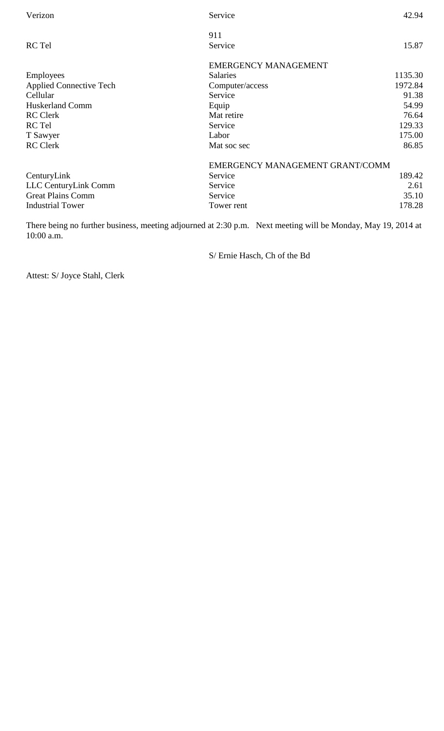| | | |
|---|---|---|
| Verizon | Service | 42.94 |
| | 911 | |
| RC Tel | Service | 15.87 |
| | EMERGENCY MANAGEMENT | |
| Employees | Salaries | 1135.30 |
| Applied Connective Tech | Computer/access | 1972.84 |
| Cellular | Service | 91.38 |
| Huskerland Comm | Equip | 54.99 |
| RC Clerk | Mat retire | 76.64 |
| RC Tel | Service | 129.33 |
| T Sawyer | Labor | 175.00 |
| RC Clerk | Mat soc sec | 86.85 |
| | EMERGENCY MANAGEMENT GRANT/COMM | |
| CenturyLink | Service | 189.42 |
| LLC CenturyLink Comm | Service | 2.61 |
| Great Plains Comm | Service | 35.10 |
| Industrial Tower | Tower rent | 178.28 |

There being no further business, meeting adjourned at 2:30 p.m. Next meeting will be Monday, May 19, 2014 at 10:00 a.m.

S/ Ernie Hasch, Ch of the Bd

Attest: S/ Joyce Stahl, Clerk